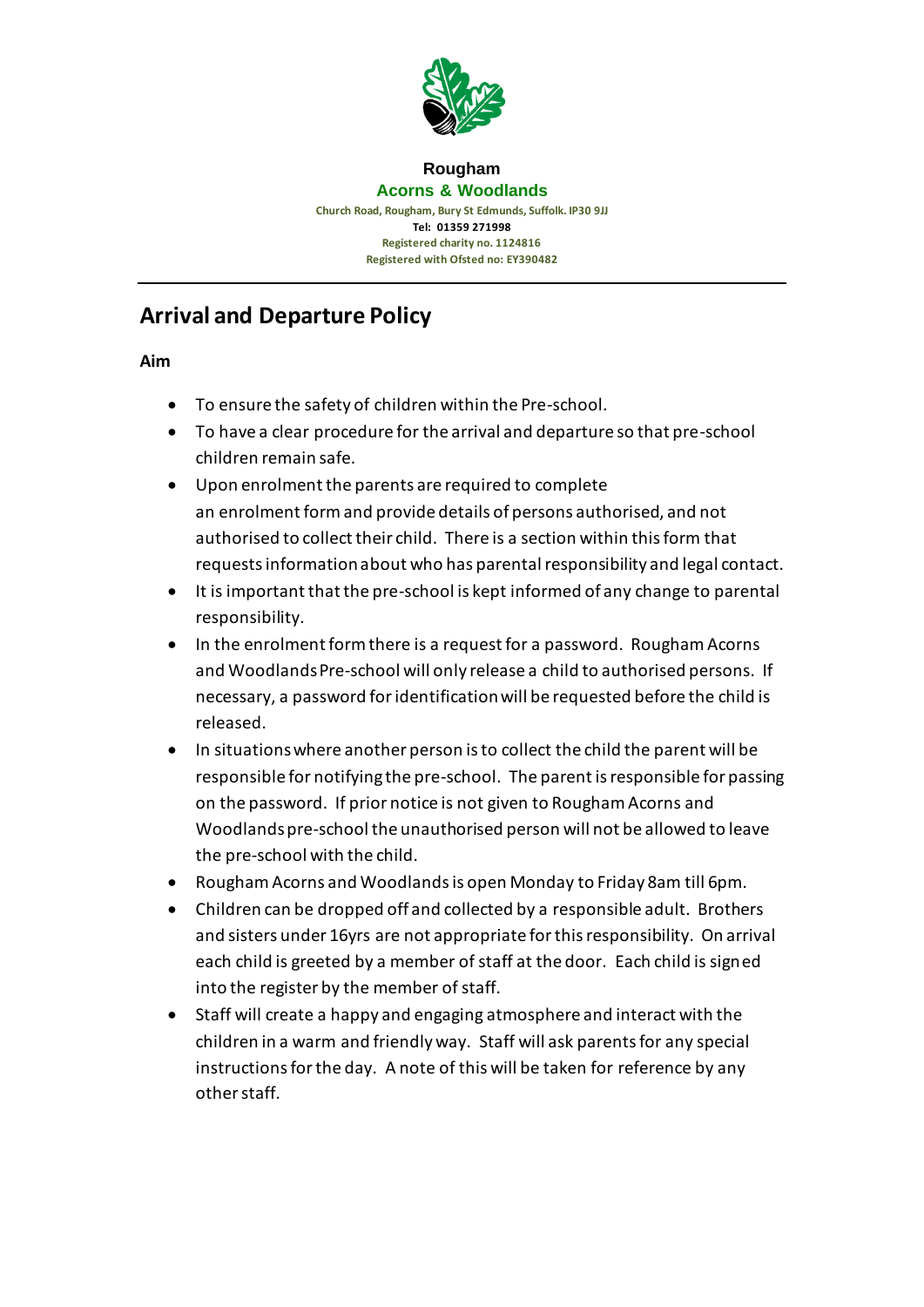**Rougham**

**Acorns & Woodlands**

Church Road, Rougham, Bury St Edmunds, Suffolk. IP30 9JJ

Tel: 01359 271998

Registered charity no. 1124816

Registered with Ofsted no: EY390482

---

## Arrival and Departure Policy

**Aim**

- To ensure the safety of children within the Pre-school.
- To have a clear procedure for the arrival and departure so that pre-school children remain safe.
- Upon enrolment the parents are required to complete an enrolment form and provide details of persons authorised, and not authorised to collect their child. There is a section within this form that requests information about who has parental responsibility and legal contact.
- It is important that the pre-school is kept informed of any change to parental responsibility.
- In the enrolment form there is a request for a password. Rougham Acorns and Woodlands Pre-school will only release a child to authorised persons. If necessary, a password for identification will be requested before the child is released.
- In situations where another person is to collect the child the parent will be responsible for notifying the pre-school. The parent is responsible for passing on the password. If prior notice is not given to Rougham Acorns and Woodlands pre-school the unauthorised person will not be allowed to leave the pre-school with the child.
- Rougham Acorns and Woodlands is open Monday to Friday 8am till 6pm.
- Children can be dropped off and collected by a responsible adult. Brothers and sisters under 16yrs are not appropriate for this responsibility. On arrival each child is greeted by a member of staff at the door. Each child is signed into the register by the member of staff.
- Staff will create a happy and engaging atmosphere and interact with the children in a warm and friendly way. Staff will ask parents for any special instructions for the day. A note of this will be taken for reference by any other staff.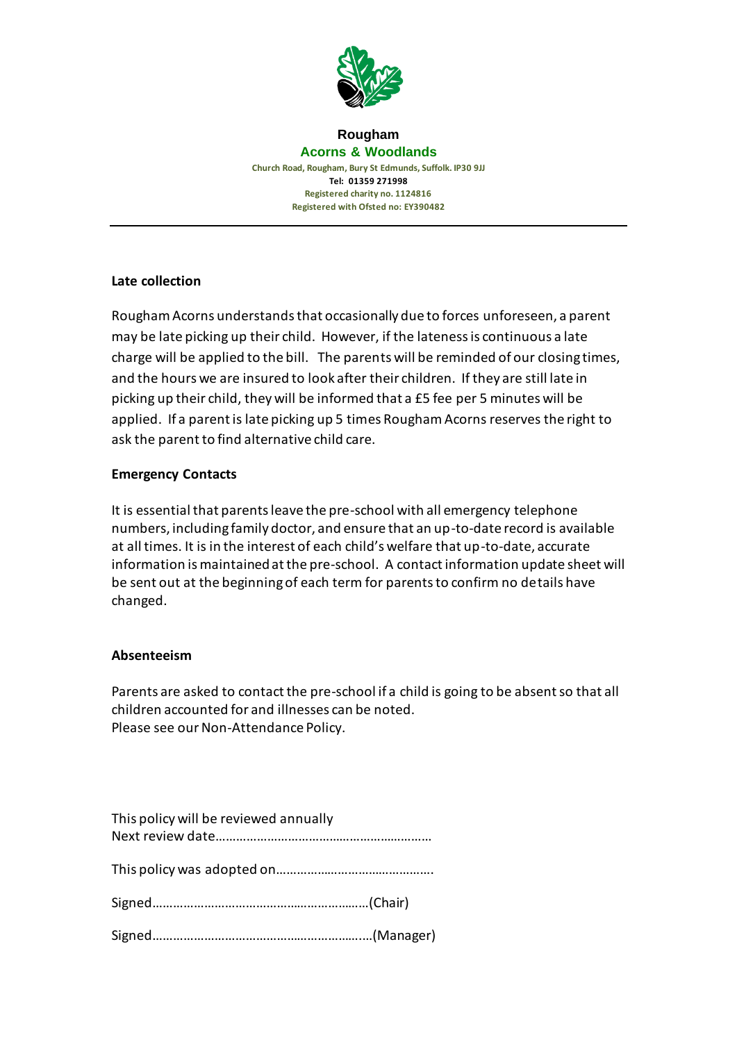**Rougham**

**Acorns & Woodlands**

Church Road, Rougham, Bury St Edmunds, Suffolk. IP30 9JJ

Tel: 01359 271998

Registered charity no. 1124816

Registered with Ofsted no: EY390482

---

**Late collection**

Rougham Acorns understands that occasionally due to forces unforeseen, a parent may be late picking up their child. However, if the lateness is continuous a late charge will be applied to the bill. The parents will be reminded of our closing times, and the hours we are insured to look after their children. If they are still late in picking up their child, they will be informed that a £5 fee per 5 minutes will be applied. If a parent is late picking up 5 times Rougham Acorns reserves the right to ask the parent to find alternative child care.

**Emergency Contacts**

It is essential that parents leave the pre-school with all emergency telephone numbers, including family doctor, and ensure that an up-to-date record is available at all times. It is in the interest of each child's welfare that up-to-date, accurate information is maintained at the pre-school. A contact information update sheet will be sent out at the beginning of each term for parents to confirm no details have changed.

**Absenteeism**

Parents are asked to contact the pre-school if a child is going to be absent so that all children accounted for and illnesses can be noted.
Please see our Non-Attendance Policy.

This policy will be reviewed annually
Next review date………………………………………………………

This policy was adopted on……………………………………….

Signed……………………………………………………(Chair)

Signed……………………………………………………(Manager)